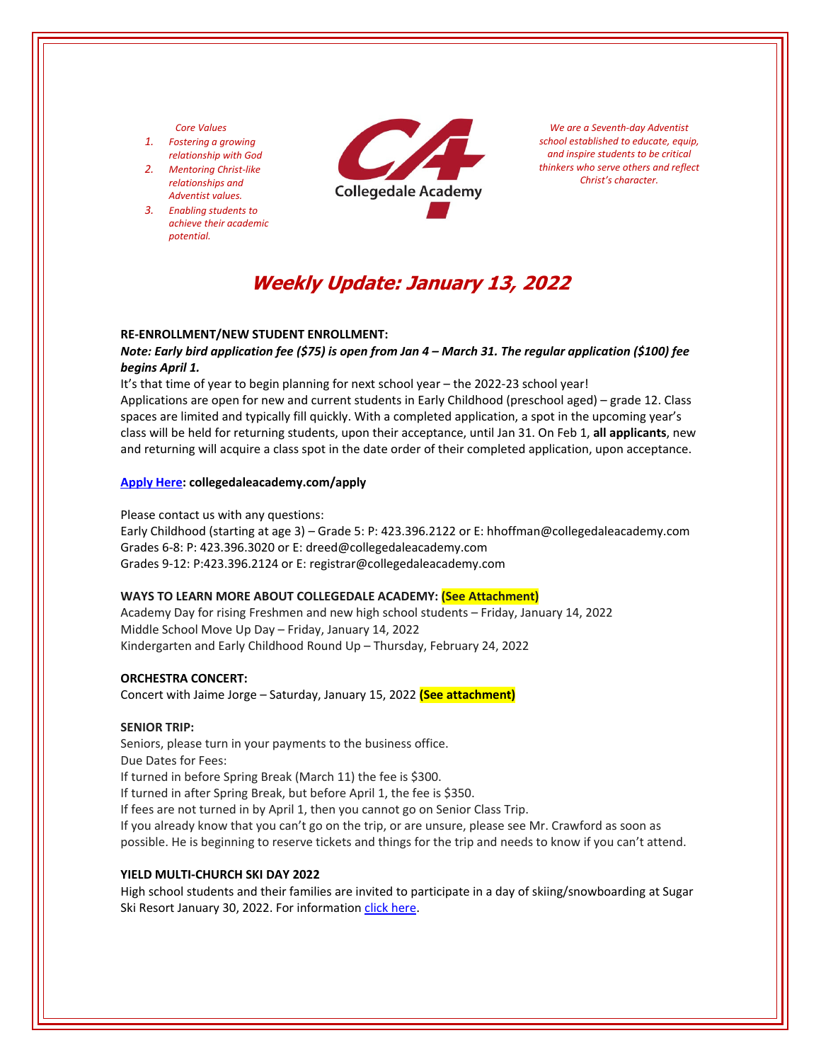*Core Values*

1. *Fostering a growing relationship with God*
2. *Mentoring Christ-like relationships and Adventist values.*
3. *Enabling students to achieve their academic potential.*

Collegedale Academy

*We are a Seventh-day Adventist school established to educate, equip, and inspire students to be critical thinkers who serve others and reflect Christ's character.*

# *Weekly Update: January 13, 2022*

**RE-ENROLLMENT/NEW STUDENT ENROLLMENT:**

***Note: Early bird application fee ($75) is open from Jan 4 – March 31. The regular application ($100) fee begins April 1.***

It's that time of year to begin planning for next school year – the 2022-23 school year! Applications are open for new and current students in Early Childhood (preschool aged) – grade 12. Class spaces are limited and typically fill quickly. With a completed application, a spot in the upcoming year's class will be held for returning students, upon their acceptance, until Jan 31. On Feb 1, **all applicants**, new and returning will acquire a class spot in the date order of their completed application, upon acceptance.

**Apply Here: collegedaleacademy.com/apply**

Please contact us with any questions:
Early Childhood (starting at age 3) – Grade 5: P: 423.396.2122 or E: hhoffman@collegedaleacademy.com
Grades 6-8: P: 423.396.3020 or E: dreed@collegedaleacademy.com
Grades 9-12: P:423.396.2124 or E: registrar@collegedaleacademy.com

**WAYS TO LEARN MORE ABOUT COLLEGEDALE ACADEMY: (See Attachment)**

Academy Day for rising Freshmen and new high school students – Friday, January 14, 2022
Middle School Move Up Day – Friday, January 14, 2022
Kindergarten and Early Childhood Round Up – Thursday, February 24, 2022

**ORCHESTRA CONCERT:**

Concert with Jaime Jorge – Saturday, January 15, 2022 **(See attachment)**

**SENIOR TRIP:**

Seniors, please turn in your payments to the business office.
Due Dates for Fees:
If turned in before Spring Break (March 11) the fee is $300.
If turned in after Spring Break, but before April 1, the fee is $350.
If fees are not turned in by April 1, then you cannot go on Senior Class Trip.
If you already know that you can't go on the trip, or are unsure, please see Mr. Crawford as soon as possible. He is beginning to reserve tickets and things for the trip and needs to know if you can't attend.

**YIELD MULTI-CHURCH SKI DAY 2022**

High school students and their families are invited to participate in a day of skiing/snowboarding at Sugar Ski Resort January 30, 2022. For information click here.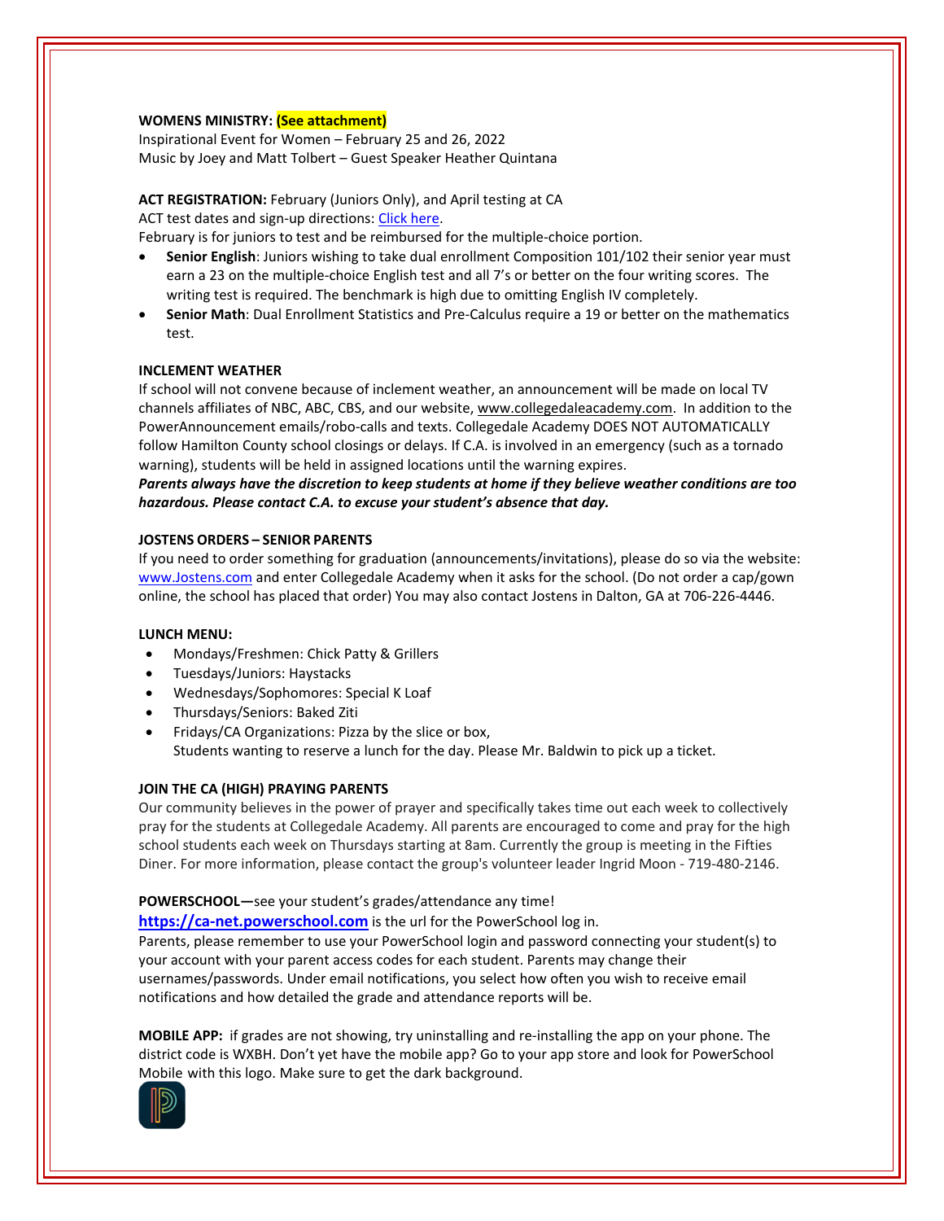**WOMENS MINISTRY: (See attachment)**
Inspirational Event for Women – February 25 and 26, 2022
Music by Joey and Matt Tolbert – Guest Speaker Heather Quintana

**ACT REGISTRATION:** February (Juniors Only), and April testing at CA
ACT test dates and sign-up directions: Click here.
February is for juniors to test and be reimbursed for the multiple-choice portion.

- **Senior English**: Juniors wishing to take dual enrollment Composition 101/102 their senior year must earn a 23 on the multiple-choice English test and all 7's or better on the four writing scores. The writing test is required. The benchmark is high due to omitting English IV completely.
- **Senior Math**: Dual Enrollment Statistics and Pre-Calculus require a 19 or better on the mathematics test.

**INCLEMENT WEATHER**
If school will not convene because of inclement weather, an announcement will be made on local TV channels affiliates of NBC, ABC, CBS, and our website, www.collegedaleacademy.com. In addition to the PowerAnnouncement emails/robo-calls and texts. Collegedale Academy DOES NOT AUTOMATICALLY follow Hamilton County school closings or delays. If C.A. is involved in an emergency (such as a tornado warning), students will be held in assigned locations until the warning expires.
***Parents always have the discretion to keep students at home if they believe weather conditions are too hazardous. Please contact C.A. to excuse your student's absence that day.***

**JOSTENS ORDERS – SENIOR PARENTS**
If you need to order something for graduation (announcements/invitations), please do so via the website: www.Jostens.com and enter Collegedale Academy when it asks for the school. (Do not order a cap/gown online, the school has placed that order) You may also contact Jostens in Dalton, GA at 706-226-4446.

**LUNCH MENU:**

- Mondays/Freshmen: Chick Patty & Grillers
- Tuesdays/Juniors: Haystacks
- Wednesdays/Sophomores: Special K Loaf
- Thursdays/Seniors: Baked Ziti
- Fridays/CA Organizations: Pizza by the slice or box,
  Students wanting to reserve a lunch for the day. Please Mr. Baldwin to pick up a ticket.

**JOIN THE CA (HIGH) PRAYING PARENTS**
Our community believes in the power of prayer and specifically takes time out each week to collectively pray for the students at Collegedale Academy. All parents are encouraged to come and pray for the high school students each week on Thursdays starting at 8am. Currently the group is meeting in the Fifties Diner. For more information, please contact the group's volunteer leader Ingrid Moon - 719-480-2146.

**POWERSCHOOL—**see your student's grades/attendance any time!
**https://ca-net.powerschool.com** is the url for the PowerSchool log in.
Parents, please remember to use your PowerSchool login and password connecting your student(s) to your account with your parent access codes for each student. Parents may change their usernames/passwords. Under email notifications, you select how often you wish to receive email notifications and how detailed the grade and attendance reports will be.

**MOBILE APP:** if grades are not showing, try uninstalling and re-installing the app on your phone. The district code is WXBH. Don't yet have the mobile app? Go to your app store and look for PowerSchool Mobile with this logo. Make sure to get the dark background.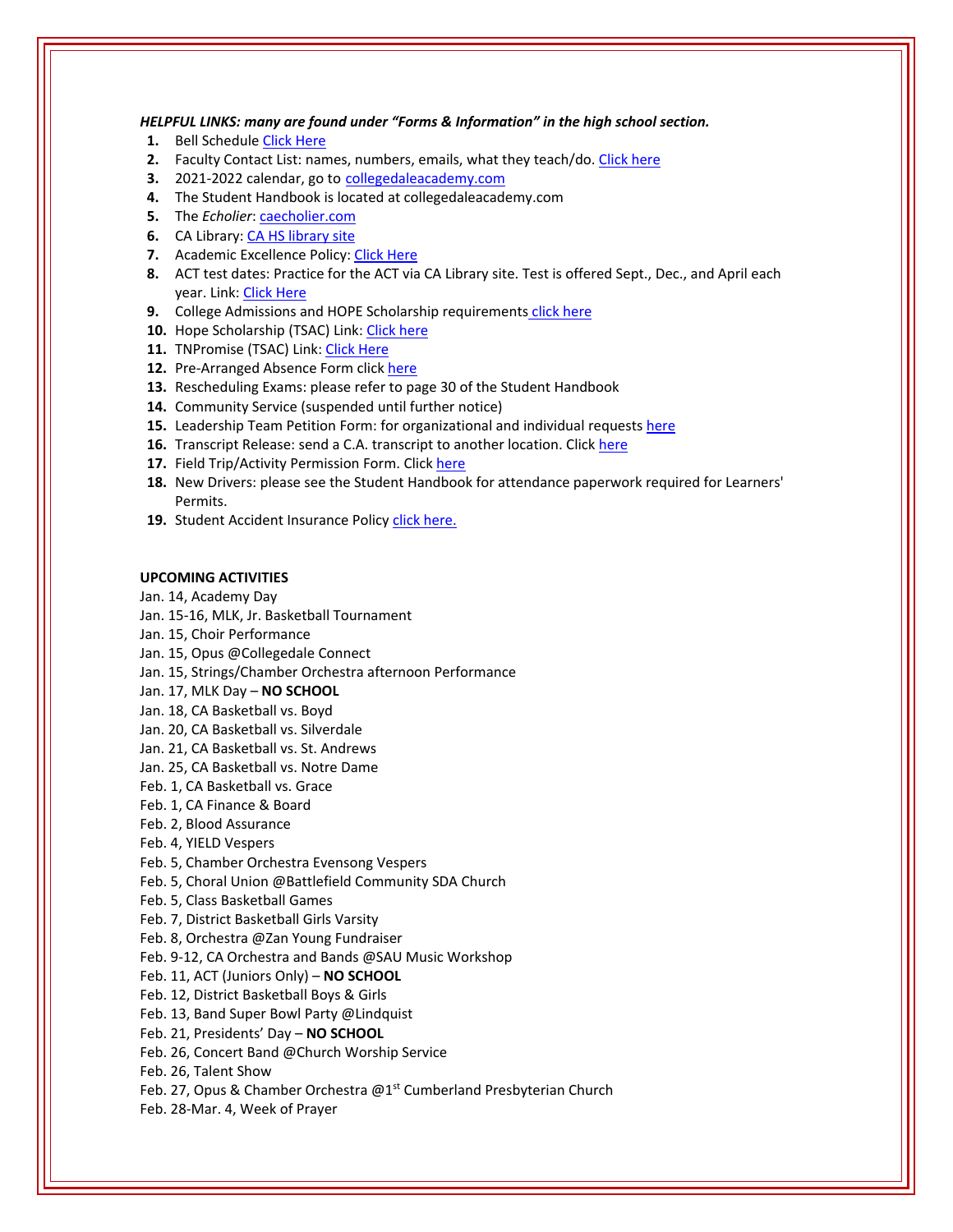***HELPFUL LINKS: many are found under "Forms & Information" in the high school section.***

1. Bell Schedule Click Here
2. Faculty Contact List: names, numbers, emails, what they teach/do. Click here
3. 2021-2022 calendar, go to collegedaleacademy.com
4. The Student Handbook is located at collegedaleacademy.com
5. The *Echolier*: caecholier.com
6. CA Library: CA HS library site
7. Academic Excellence Policy: Click Here
8. ACT test dates: Practice for the ACT via CA Library site. Test is offered Sept., Dec., and April each year. Link: Click Here
9. College Admissions and HOPE Scholarship requirements click here
10. Hope Scholarship (TSAC) Link: Click here
11. TNPromise (TSAC) Link: Click Here
12. Pre-Arranged Absence Form click here
13. Rescheduling Exams: please refer to page 30 of the Student Handbook
14. Community Service (suspended until further notice)
15. Leadership Team Petition Form: for organizational and individual requests here
16. Transcript Release: send a C.A. transcript to another location. Click here
17. Field Trip/Activity Permission Form. Click here
18. New Drivers: please see the Student Handbook for attendance paperwork required for Learners' Permits.
19. Student Accident Insurance Policy click here.

**UPCOMING ACTIVITIES**

Jan. 14, Academy Day
Jan. 15-16, MLK, Jr. Basketball Tournament
Jan. 15, Choir Performance
Jan. 15, Opus @Collegedale Connect
Jan. 15, Strings/Chamber Orchestra afternoon Performance
Jan. 17, MLK Day – **NO SCHOOL**
Jan. 18, CA Basketball vs. Boyd
Jan. 20, CA Basketball vs. Silverdale
Jan. 21, CA Basketball vs. St. Andrews
Jan. 25, CA Basketball vs. Notre Dame
Feb. 1, CA Basketball vs. Grace
Feb. 1, CA Finance & Board
Feb. 2, Blood Assurance
Feb. 4, YIELD Vespers
Feb. 5, Chamber Orchestra Evensong Vespers
Feb. 5, Choral Union @Battlefield Community SDA Church
Feb. 5, Class Basketball Games
Feb. 7, District Basketball Girls Varsity
Feb. 8, Orchestra @Zan Young Fundraiser
Feb. 9-12, CA Orchestra and Bands @SAU Music Workshop
Feb. 11, ACT (Juniors Only) – **NO SCHOOL**
Feb. 12, District Basketball Boys & Girls
Feb. 13, Band Super Bowl Party @Lindquist
Feb. 21, Presidents' Day – **NO SCHOOL**
Feb. 26, Concert Band @Church Worship Service
Feb. 26, Talent Show
Feb. 27, Opus & Chamber Orchestra @1st Cumberland Presbyterian Church
Feb. 28-Mar. 4, Week of Prayer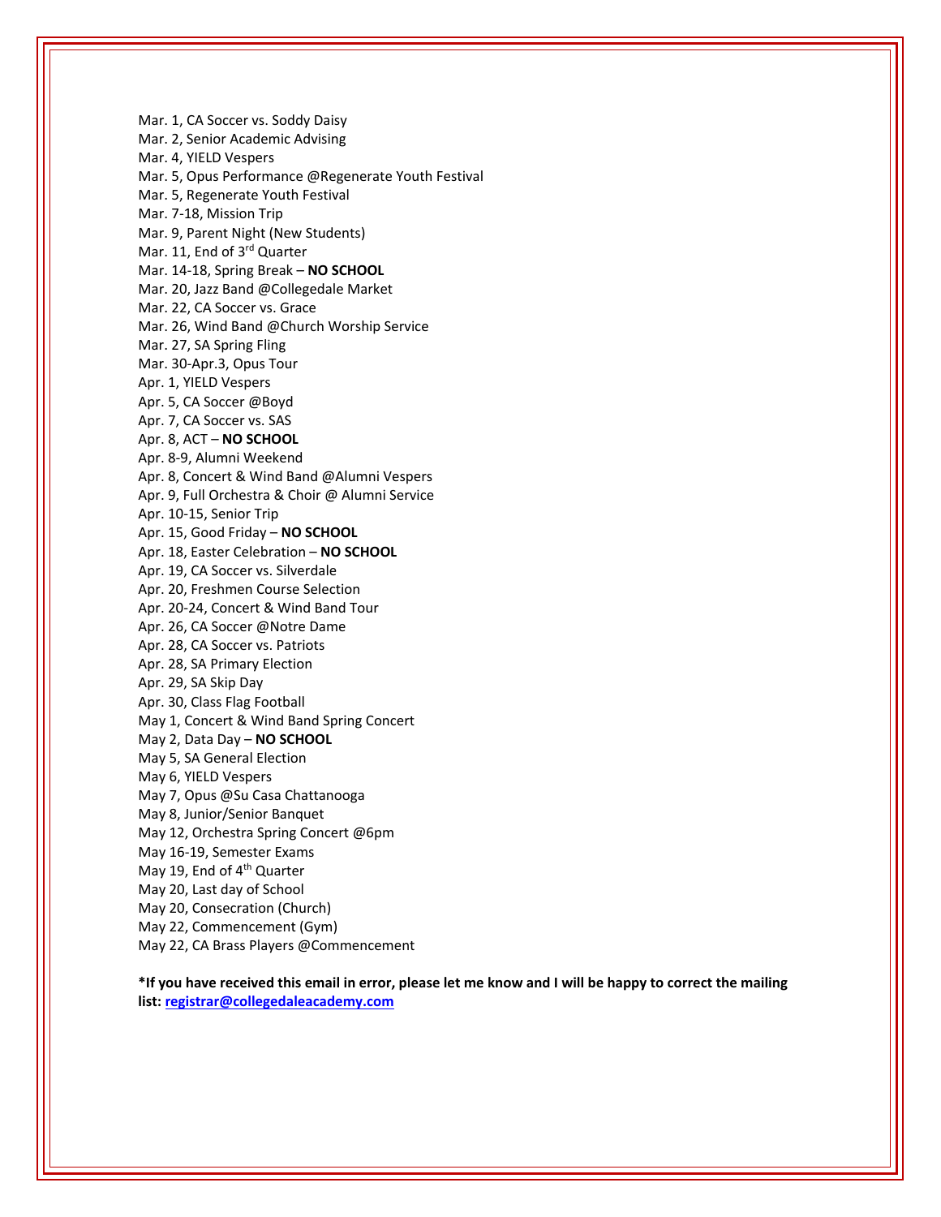Mar. 1, CA Soccer vs. Soddy Daisy
Mar. 2, Senior Academic Advising
Mar. 4, YIELD Vespers
Mar. 5, Opus Performance @Regenerate Youth Festival
Mar. 5, Regenerate Youth Festival
Mar. 7-18, Mission Trip
Mar. 9, Parent Night (New Students)
Mar. 11, End of 3rd Quarter
Mar. 14-18, Spring Break – **NO SCHOOL**
Mar. 20, Jazz Band @Collegedale Market
Mar. 22, CA Soccer vs. Grace
Mar. 26, Wind Band @Church Worship Service
Mar. 27, SA Spring Fling
Mar. 30-Apr.3, Opus Tour
Apr. 1, YIELD Vespers
Apr. 5, CA Soccer @Boyd
Apr. 7, CA Soccer vs. SAS
Apr. 8, ACT – **NO SCHOOL**
Apr. 8-9, Alumni Weekend
Apr. 8, Concert & Wind Band @Alumni Vespers
Apr. 9, Full Orchestra & Choir @ Alumni Service
Apr. 10-15, Senior Trip
Apr. 15, Good Friday – **NO SCHOOL**
Apr. 18, Easter Celebration – **NO SCHOOL**
Apr. 19, CA Soccer vs. Silverdale
Apr. 20, Freshmen Course Selection
Apr. 20-24, Concert & Wind Band Tour
Apr. 26, CA Soccer @Notre Dame
Apr. 28, CA Soccer vs. Patriots
Apr. 28, SA Primary Election
Apr. 29, SA Skip Day
Apr. 30, Class Flag Football
May 1, Concert & Wind Band Spring Concert
May 2, Data Day – **NO SCHOOL**
May 5, SA General Election
May 6, YIELD Vespers
May 7, Opus @Su Casa Chattanooga
May 8, Junior/Senior Banquet
May 12, Orchestra Spring Concert @6pm
May 16-19, Semester Exams
May 19, End of 4th Quarter
May 20, Last day of School
May 20, Consecration (Church)
May 22, Commencement (Gym)
May 22, CA Brass Players @Commencement

**\*If you have received this email in error, please let me know and I will be happy to correct the mailing list: registrar@collegedaleacademy.com**